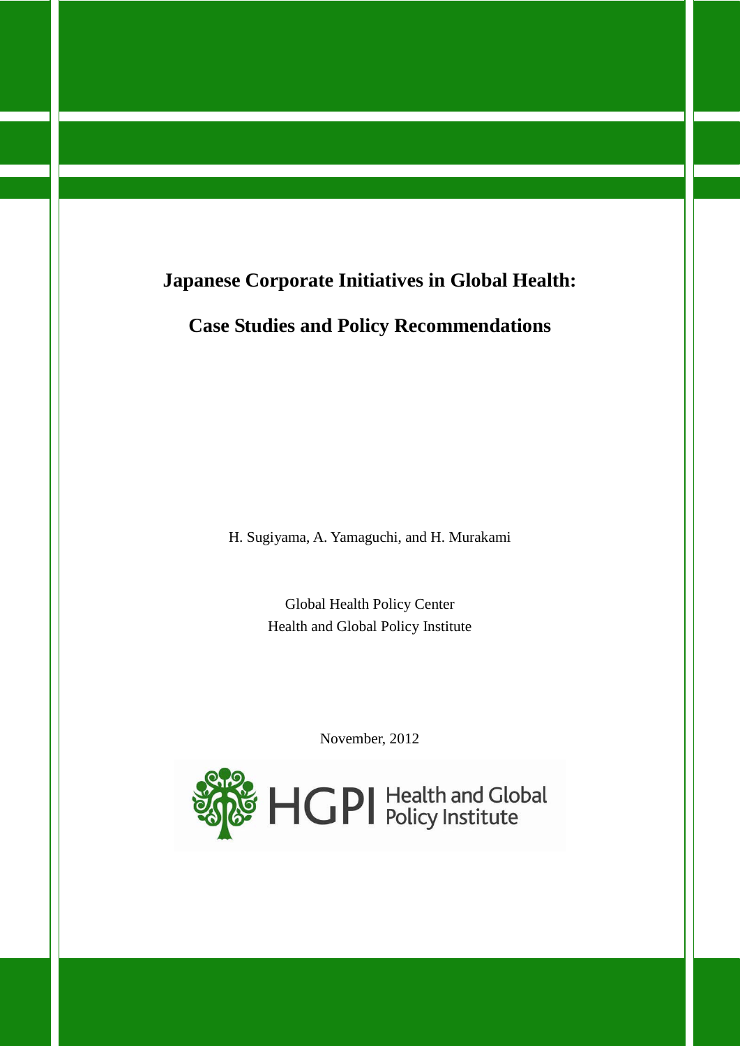# Japanese Corporate Initiatives in Global Health:

# Case Studies and Policy Recommendations

H. Sugiyama, A. Yamaguchi, and H. Murakami

Global Health Policy Center
Health and Global Policy Institute

November, 2012

HGPI Health and Global Policy Institute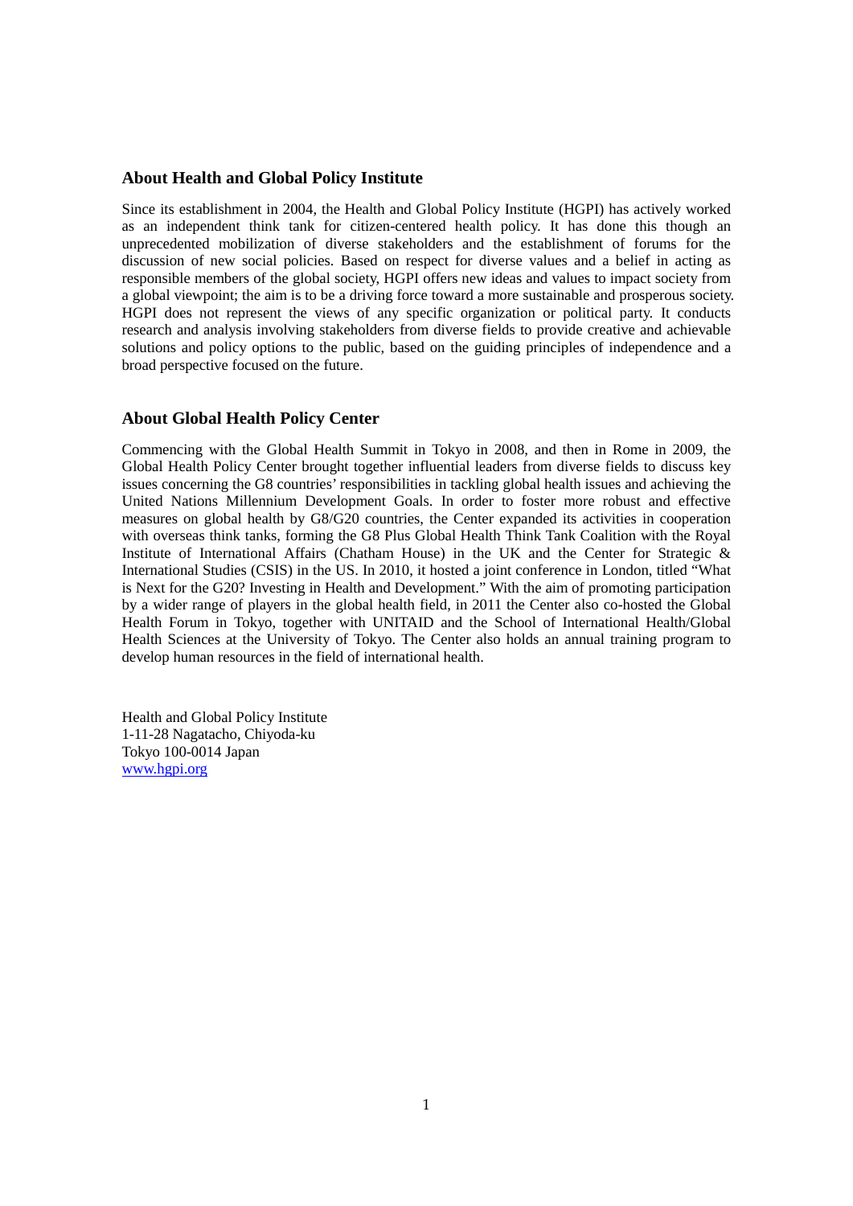## About Health and Global Policy Institute

Since its establishment in 2004, the Health and Global Policy Institute (HGPI) has actively worked as an independent think tank for citizen-centered health policy. It has done this though an unprecedented mobilization of diverse stakeholders and the establishment of forums for the discussion of new social policies. Based on respect for diverse values and a belief in acting as responsible members of the global society, HGPI offers new ideas and values to impact society from a global viewpoint; the aim is to be a driving force toward a more sustainable and prosperous society. HGPI does not represent the views of any specific organization or political party. It conducts research and analysis involving stakeholders from diverse fields to provide creative and achievable solutions and policy options to the public, based on the guiding principles of independence and a broad perspective focused on the future.

## About Global Health Policy Center

Commencing with the Global Health Summit in Tokyo in 2008, and then in Rome in 2009, the Global Health Policy Center brought together influential leaders from diverse fields to discuss key issues concerning the G8 countries' responsibilities in tackling global health issues and achieving the United Nations Millennium Development Goals. In order to foster more robust and effective measures on global health by G8/G20 countries, the Center expanded its activities in cooperation with overseas think tanks, forming the G8 Plus Global Health Think Tank Coalition with the Royal Institute of International Affairs (Chatham House) in the UK and the Center for Strategic & International Studies (CSIS) in the US. In 2010, it hosted a joint conference in London, titled "What is Next for the G20? Investing in Health and Development." With the aim of promoting participation by a wider range of players in the global health field, in 2011 the Center also co-hosted the Global Health Forum in Tokyo, together with UNITAID and the School of International Health/Global Health Sciences at the University of Tokyo. The Center also holds an annual training program to develop human resources in the field of international health.

Health and Global Policy Institute
1-11-28 Nagatacho, Chiyoda-ku
Tokyo 100-0014 Japan
www.hgpi.org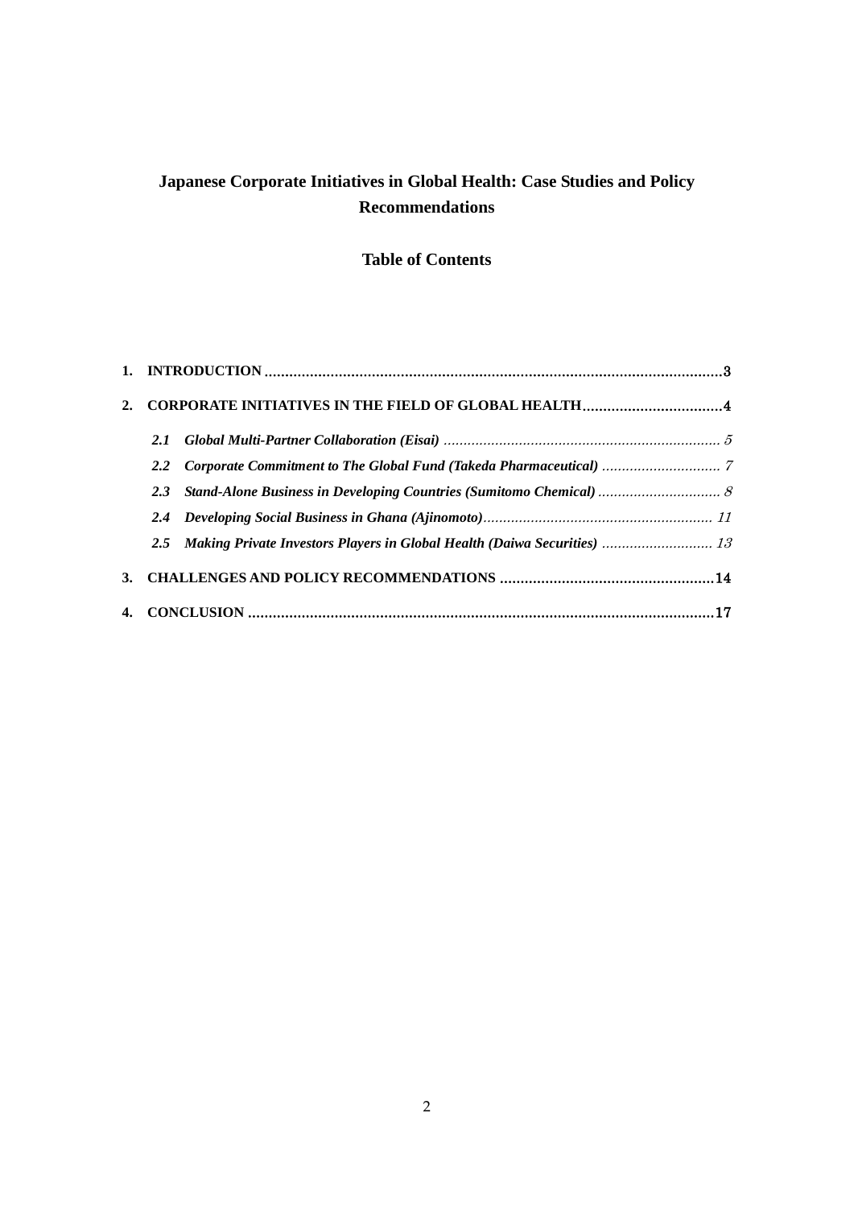# Japanese Corporate Initiatives in Global Health: Case Studies and Policy Recommendations

## Table of Contents

1. **INTRODUCTION** .......... 3
2. **CORPORATE INITIATIVES IN THE FIELD OF GLOBAL HEALTH** .......... 4
    - ***2.1 Global Multi-Partner Collaboration (Eisai)*** .......... *5*
    - ***2.2 Corporate Commitment to The Global Fund (Takeda Pharmaceutical)*** .......... *7*
    - ***2.3 Stand-Alone Business in Developing Countries (Sumitomo Chemical)*** .......... *8*
    - ***2.4 Developing Social Business in Ghana (Ajinomoto)*** .......... *11*
    - ***2.5 Making Private Investors Players in Global Health (Daiwa Securities)*** .......... *13*
3. **CHALLENGES AND POLICY RECOMMENDATIONS** .......... 14
4. **CONCLUSION** .......... 17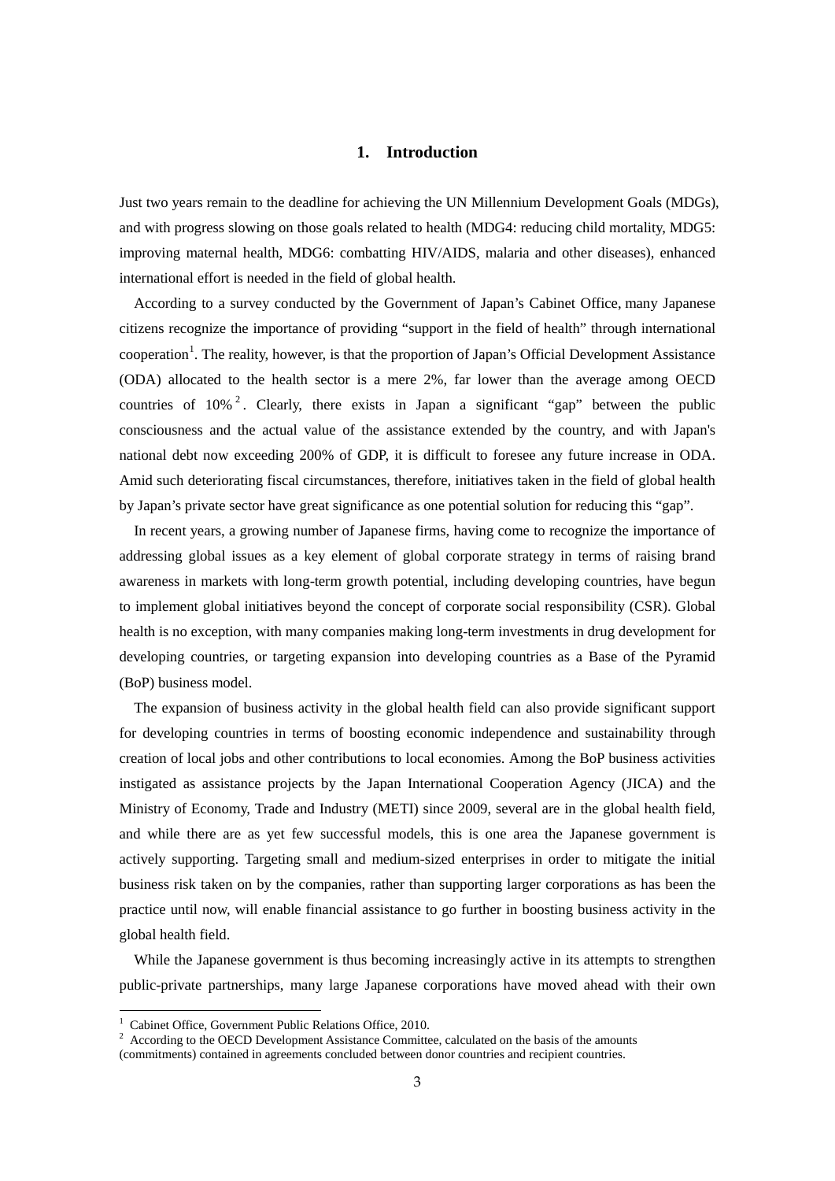# 1. Introduction

Just two years remain to the deadline for achieving the UN Millennium Development Goals (MDGs), and with progress slowing on those goals related to health (MDG4: reducing child mortality, MDG5: improving maternal health, MDG6: combatting HIV/AIDS, malaria and other diseases), enhanced international effort is needed in the field of global health.

According to a survey conducted by the Government of Japan's Cabinet Office, many Japanese citizens recognize the importance of providing "support in the field of health" through international cooperation[1]. The reality, however, is that the proportion of Japan's Official Development Assistance (ODA) allocated to the health sector is a mere 2%, far lower than the average among OECD countries of 10%[2]. Clearly, there exists in Japan a significant "gap" between the public consciousness and the actual value of the assistance extended by the country, and with Japan's national debt now exceeding 200% of GDP, it is difficult to foresee any future increase in ODA. Amid such deteriorating fiscal circumstances, therefore, initiatives taken in the field of global health by Japan's private sector have great significance as one potential solution for reducing this "gap".

In recent years, a growing number of Japanese firms, having come to recognize the importance of addressing global issues as a key element of global corporate strategy in terms of raising brand awareness in markets with long-term growth potential, including developing countries, have begun to implement global initiatives beyond the concept of corporate social responsibility (CSR). Global health is no exception, with many companies making long-term investments in drug development for developing countries, or targeting expansion into developing countries as a Base of the Pyramid (BoP) business model.

The expansion of business activity in the global health field can also provide significant support for developing countries in terms of boosting economic independence and sustainability through creation of local jobs and other contributions to local economies. Among the BoP business activities instigated as assistance projects by the Japan International Cooperation Agency (JICA) and the Ministry of Economy, Trade and Industry (METI) since 2009, several are in the global health field, and while there are as yet few successful models, this is one area the Japanese government is actively supporting. Targeting small and medium-sized enterprises in order to mitigate the initial business risk taken on by the companies, rather than supporting larger corporations as has been the practice until now, will enable financial assistance to go further in boosting business activity in the global health field.

While the Japanese government is thus becoming increasingly active in its attempts to strengthen public-private partnerships, many large Japanese corporations have moved ahead with their own

[1] Cabinet Office, Government Public Relations Office, 2010.

[2] According to the OECD Development Assistance Committee, calculated on the basis of the amounts (commitments) contained in agreements concluded between donor countries and recipient countries.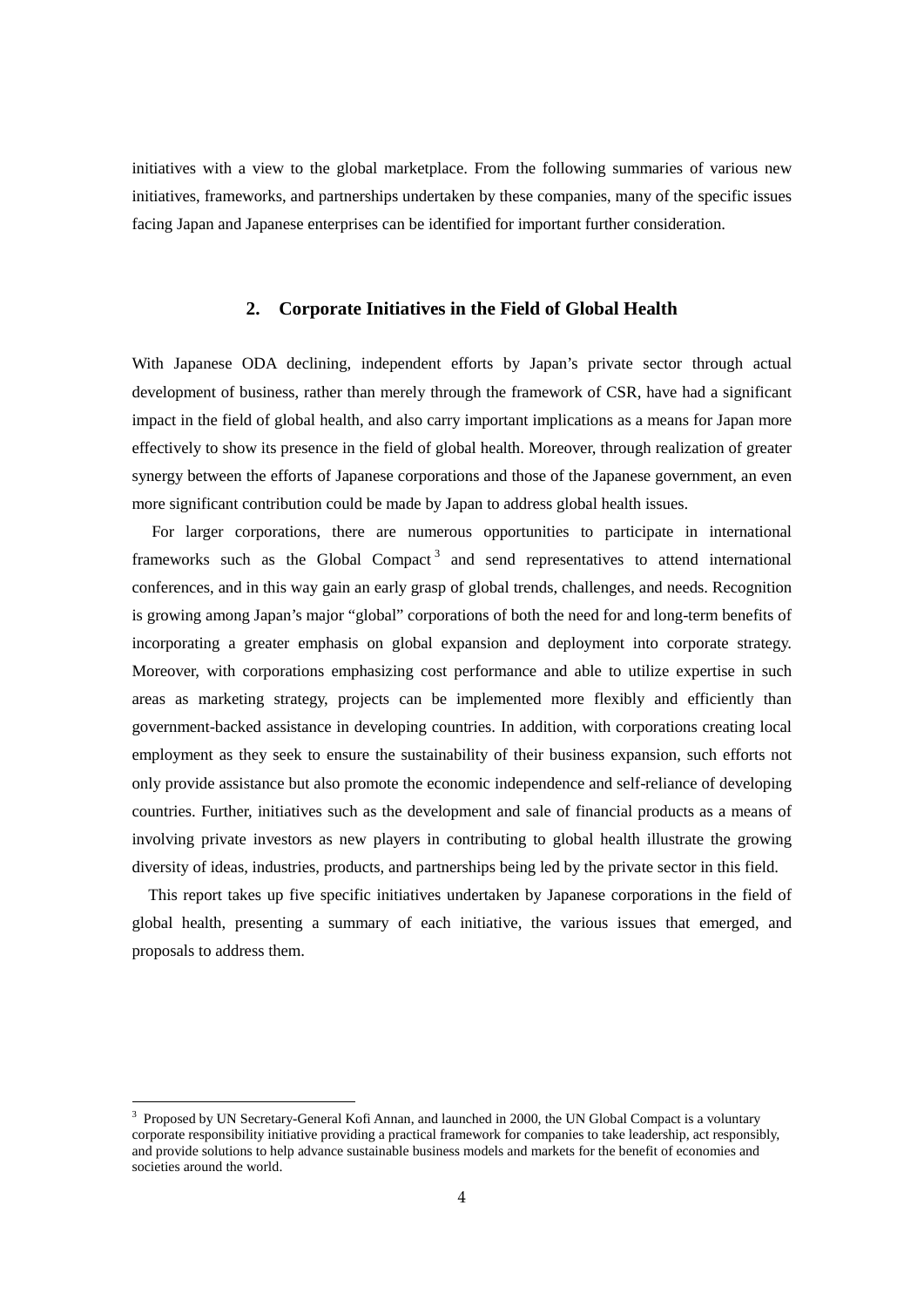initiatives with a view to the global marketplace. From the following summaries of various new initiatives, frameworks, and partnerships undertaken by these companies, many of the specific issues facing Japan and Japanese enterprises can be identified for important further consideration.

## 2. Corporate Initiatives in the Field of Global Health

With Japanese ODA declining, independent efforts by Japan's private sector through actual development of business, rather than merely through the framework of CSR, have had a significant impact in the field of global health, and also carry important implications as a means for Japan more effectively to show its presence in the field of global health. Moreover, through realization of greater synergy between the efforts of Japanese corporations and those of the Japanese government, an even more significant contribution could be made by Japan to address global health issues.

For larger corporations, there are numerous opportunities to participate in international frameworks such as the Global Compact[3] and send representatives to attend international conferences, and in this way gain an early grasp of global trends, challenges, and needs. Recognition is growing among Japan's major "global" corporations of both the need for and long-term benefits of incorporating a greater emphasis on global expansion and deployment into corporate strategy. Moreover, with corporations emphasizing cost performance and able to utilize expertise in such areas as marketing strategy, projects can be implemented more flexibly and efficiently than government-backed assistance in developing countries. In addition, with corporations creating local employment as they seek to ensure the sustainability of their business expansion, such efforts not only provide assistance but also promote the economic independence and self-reliance of developing countries. Further, initiatives such as the development and sale of financial products as a means of involving private investors as new players in contributing to global health illustrate the growing diversity of ideas, industries, products, and partnerships being led by the private sector in this field.

This report takes up five specific initiatives undertaken by Japanese corporations in the field of global health, presenting a summary of each initiative, the various issues that emerged, and proposals to address them.

---

[3] Proposed by UN Secretary-General Kofi Annan, and launched in 2000, the UN Global Compact is a voluntary corporate responsibility initiative providing a practical framework for companies to take leadership, act responsibly, and provide solutions to help advance sustainable business models and markets for the benefit of economies and societies around the world.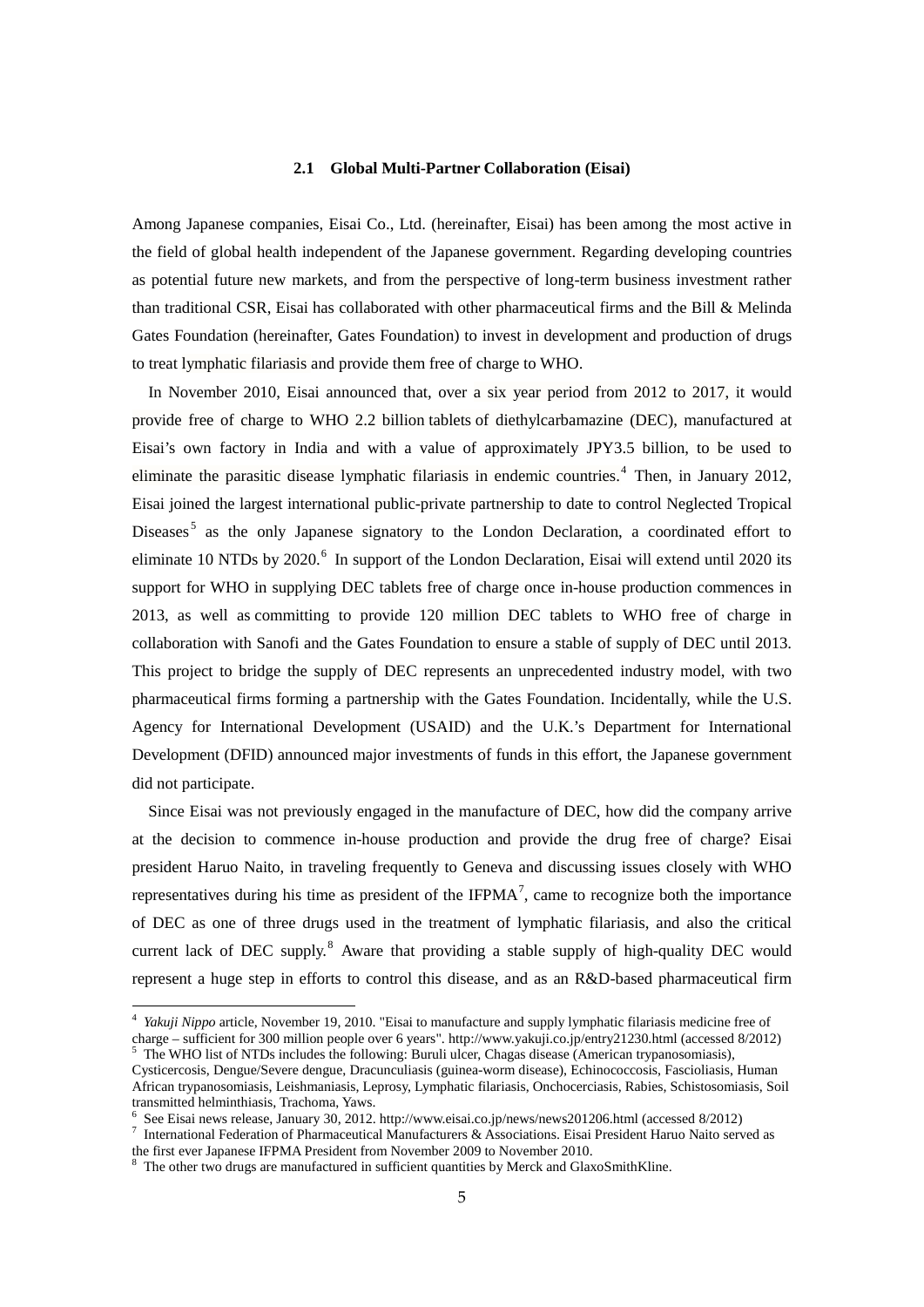### 2.1 Global Multi-Partner Collaboration (Eisai)

Among Japanese companies, Eisai Co., Ltd. (hereinafter, Eisai) has been among the most active in the field of global health independent of the Japanese government. Regarding developing countries as potential future new markets, and from the perspective of long-term business investment rather than traditional CSR, Eisai has collaborated with other pharmaceutical firms and the Bill & Melinda Gates Foundation (hereinafter, Gates Foundation) to invest in development and production of drugs to treat lymphatic filariasis and provide them free of charge to WHO.

In November 2010, Eisai announced that, over a six year period from 2012 to 2017, it would provide free of charge to WHO 2.2 billion tablets of diethylcarbamazine (DEC), manufactured at Eisai's own factory in India and with a value of approximately JPY3.5 billion, to be used to eliminate the parasitic disease lymphatic filariasis in endemic countries.[4] Then, in January 2012, Eisai joined the largest international public-private partnership to date to control Neglected Tropical Diseases[5] as the only Japanese signatory to the London Declaration, a coordinated effort to eliminate 10 NTDs by 2020.[6] In support of the London Declaration, Eisai will extend until 2020 its support for WHO in supplying DEC tablets free of charge once in-house production commences in 2013, as well as committing to provide 120 million DEC tablets to WHO free of charge in collaboration with Sanofi and the Gates Foundation to ensure a stable of supply of DEC until 2013. This project to bridge the supply of DEC represents an unprecedented industry model, with two pharmaceutical firms forming a partnership with the Gates Foundation. Incidentally, while the U.S. Agency for International Development (USAID) and the U.K.'s Department for International Development (DFID) announced major investments of funds in this effort, the Japanese government did not participate.

Since Eisai was not previously engaged in the manufacture of DEC, how did the company arrive at the decision to commence in-house production and provide the drug free of charge? Eisai president Haruo Naito, in traveling frequently to Geneva and discussing issues closely with WHO representatives during his time as president of the IFPMA[7], came to recognize both the importance of DEC as one of three drugs used in the treatment of lymphatic filariasis, and also the critical current lack of DEC supply.[8] Aware that providing a stable supply of high-quality DEC would represent a huge step in efforts to control this disease, and as an R&D-based pharmaceutical firm

---

[4] *Yakuji Nippo* article, November 19, 2010. "Eisai to manufacture and supply lymphatic filariasis medicine free of charge – sufficient for 300 million people over 6 years". http://www.yakuji.co.jp/entry21230.html (accessed 8/2012)

[5] The WHO list of NTDs includes the following: Buruli ulcer, Chagas disease (American trypanosomiasis), Cysticercosis, Dengue/Severe dengue, Dracunculiasis (guinea-worm disease), Echinococcosis, Fascioliasis, Human African trypanosomiasis, Leishmaniasis, Leprosy, Lymphatic filariasis, Onchocerciasis, Rabies, Schistosomiasis, Soil transmitted helminthiasis, Trachoma, Yaws.

[6] See Eisai news release, January 30, 2012. http://www.eisai.co.jp/news/news201206.html (accessed 8/2012)

[7] International Federation of Pharmaceutical Manufacturers & Associations. Eisai President Haruo Naito served as the first ever Japanese IFPMA President from November 2009 to November 2010.

[8] The other two drugs are manufactured in sufficient quantities by Merck and GlaxoSmithKline.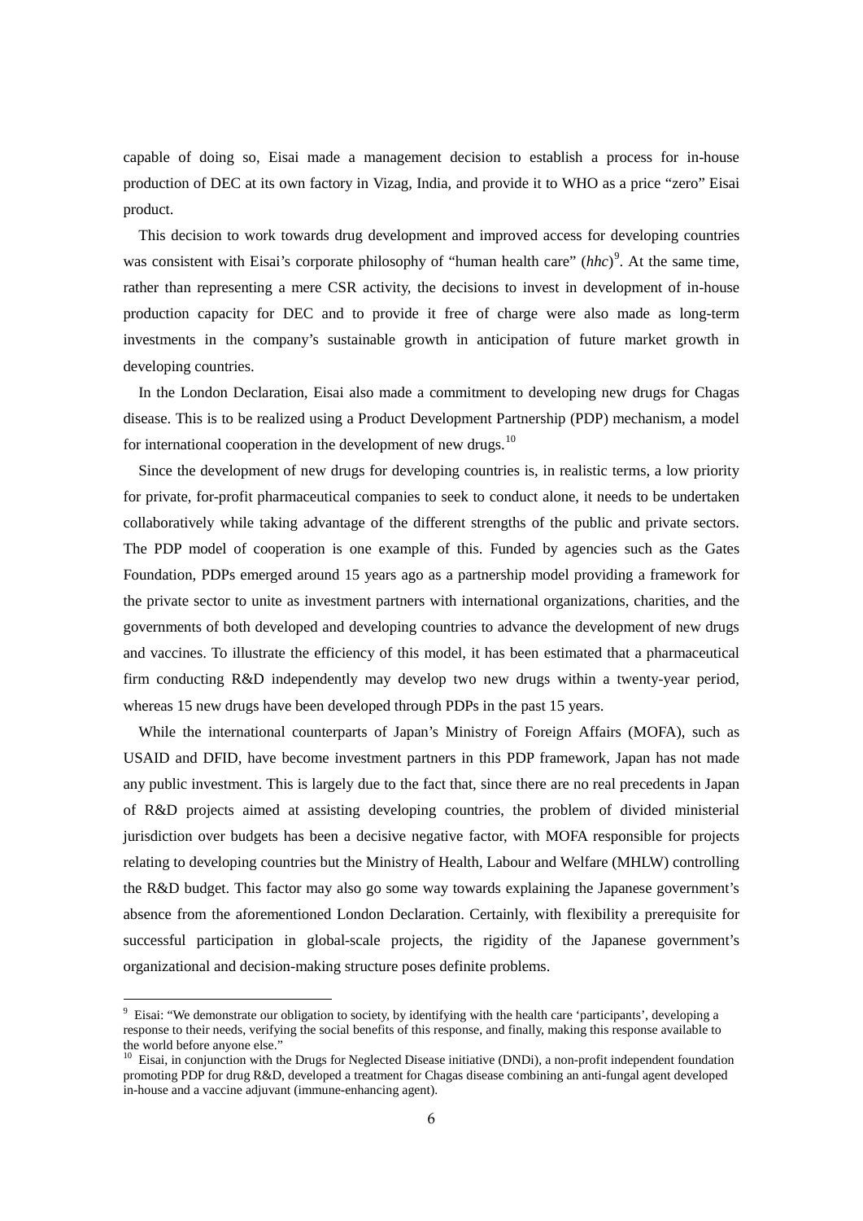capable of doing so, Eisai made a management decision to establish a process for in-house production of DEC at its own factory in Vizag, India, and provide it to WHO as a price "zero" Eisai product.

This decision to work towards drug development and improved access for developing countries was consistent with Eisai's corporate philosophy of "human health care" (*hhc*)[9]. At the same time, rather than representing a mere CSR activity, the decisions to invest in development of in-house production capacity for DEC and to provide it free of charge were also made as long-term investments in the company's sustainable growth in anticipation of future market growth in developing countries.

In the London Declaration, Eisai also made a commitment to developing new drugs for Chagas disease. This is to be realized using a Product Development Partnership (PDP) mechanism, a model for international cooperation in the development of new drugs.[10]

Since the development of new drugs for developing countries is, in realistic terms, a low priority for private, for-profit pharmaceutical companies to seek to conduct alone, it needs to be undertaken collaboratively while taking advantage of the different strengths of the public and private sectors. The PDP model of cooperation is one example of this. Funded by agencies such as the Gates Foundation, PDPs emerged around 15 years ago as a partnership model providing a framework for the private sector to unite as investment partners with international organizations, charities, and the governments of both developed and developing countries to advance the development of new drugs and vaccines. To illustrate the efficiency of this model, it has been estimated that a pharmaceutical firm conducting R&D independently may develop two new drugs within a twenty-year period, whereas 15 new drugs have been developed through PDPs in the past 15 years.

While the international counterparts of Japan's Ministry of Foreign Affairs (MOFA), such as USAID and DFID, have become investment partners in this PDP framework, Japan has not made any public investment. This is largely due to the fact that, since there are no real precedents in Japan of R&D projects aimed at assisting developing countries, the problem of divided ministerial jurisdiction over budgets has been a decisive negative factor, with MOFA responsible for projects relating to developing countries but the Ministry of Health, Labour and Welfare (MHLW) controlling the R&D budget. This factor may also go some way towards explaining the Japanese government's absence from the aforementioned London Declaration. Certainly, with flexibility a prerequisite for successful participation in global-scale projects, the rigidity of the Japanese government's organizational and decision-making structure poses definite problems.

---

[9] Eisai: "We demonstrate our obligation to society, by identifying with the health care 'participants', developing a response to their needs, verifying the social benefits of this response, and finally, making this response available to the world before anyone else."

[10] Eisai, in conjunction with the Drugs for Neglected Disease initiative (DNDi), a non-profit independent foundation promoting PDP for drug R&D, developed a treatment for Chagas disease combining an anti-fungal agent developed in-house and a vaccine adjuvant (immune-enhancing agent).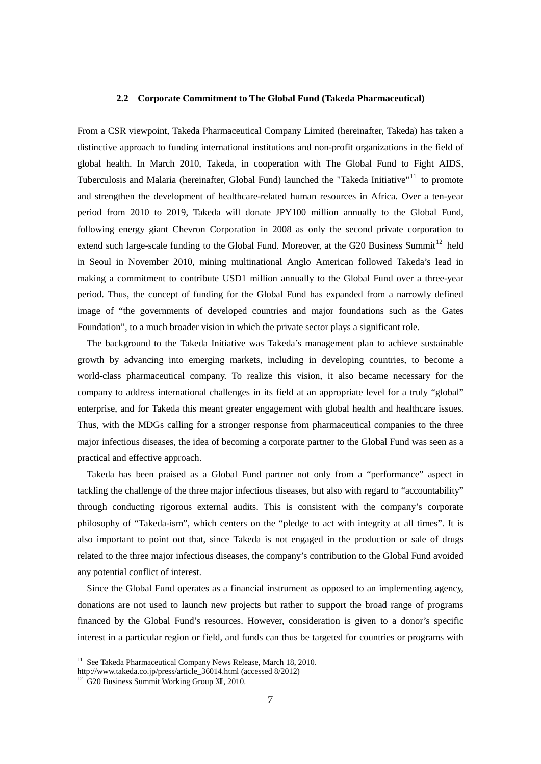### 2.2 Corporate Commitment to The Global Fund (Takeda Pharmaceutical)

From a CSR viewpoint, Takeda Pharmaceutical Company Limited (hereinafter, Takeda) has taken a distinctive approach to funding international institutions and non-profit organizations in the field of global health. In March 2010, Takeda, in cooperation with The Global Fund to Fight AIDS, Tuberculosis and Malaria (hereinafter, Global Fund) launched the "Takeda Initiative"[11] to promote and strengthen the development of healthcare-related human resources in Africa. Over a ten-year period from 2010 to 2019, Takeda will donate JPY100 million annually to the Global Fund, following energy giant Chevron Corporation in 2008 as only the second private corporation to extend such large-scale funding to the Global Fund. Moreover, at the G20 Business Summit[12] held in Seoul in November 2010, mining multinational Anglo American followed Takeda's lead in making a commitment to contribute USD1 million annually to the Global Fund over a three-year period. Thus, the concept of funding for the Global Fund has expanded from a narrowly defined image of "the governments of developed countries and major foundations such as the Gates Foundation", to a much broader vision in which the private sector plays a significant role.

The background to the Takeda Initiative was Takeda's management plan to achieve sustainable growth by advancing into emerging markets, including in developing countries, to become a world-class pharmaceutical company. To realize this vision, it also became necessary for the company to address international challenges in its field at an appropriate level for a truly "global" enterprise, and for Takeda this meant greater engagement with global health and healthcare issues. Thus, with the MDGs calling for a stronger response from pharmaceutical companies to the three major infectious diseases, the idea of becoming a corporate partner to the Global Fund was seen as a practical and effective approach.

Takeda has been praised as a Global Fund partner not only from a "performance" aspect in tackling the challenge of the three major infectious diseases, but also with regard to "accountability" through conducting rigorous external audits. This is consistent with the company's corporate philosophy of "Takeda-ism", which centers on the "pledge to act with integrity at all times". It is also important to point out that, since Takeda is not engaged in the production or sale of drugs related to the three major infectious diseases, the company's contribution to the Global Fund avoided any potential conflict of interest.

Since the Global Fund operates as a financial instrument as opposed to an implementing agency, donations are not used to launch new projects but rather to support the broad range of programs financed by the Global Fund's resources. However, consideration is given to a donor's specific interest in a particular region or field, and funds can thus be targeted for countries or programs with

---

[11] See Takeda Pharmaceutical Company News Release, March 18, 2010. http://www.takeda.co.jp/press/article_36014.html (accessed 8/2012)

[12] G20 Business Summit Working Group Ⅻ, 2010.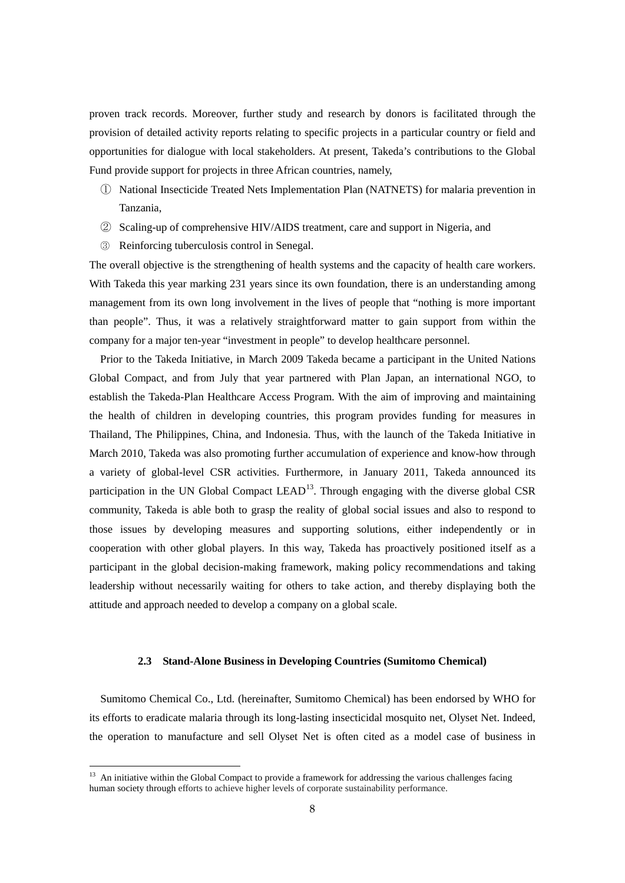proven track records. Moreover, further study and research by donors is facilitated through the provision of detailed activity reports relating to specific projects in a particular country or field and opportunities for dialogue with local stakeholders. At present, Takeda's contributions to the Global Fund provide support for projects in three African countries, namely,

① National Insecticide Treated Nets Implementation Plan (NATNETS) for malaria prevention in Tanzania,

② Scaling-up of comprehensive HIV/AIDS treatment, care and support in Nigeria, and

③ Reinforcing tuberculosis control in Senegal.

The overall objective is the strengthening of health systems and the capacity of health care workers. With Takeda this year marking 231 years since its own foundation, there is an understanding among management from its own long involvement in the lives of people that "nothing is more important than people". Thus, it was a relatively straightforward matter to gain support from within the company for a major ten-year "investment in people" to develop healthcare personnel.

Prior to the Takeda Initiative, in March 2009 Takeda became a participant in the United Nations Global Compact, and from July that year partnered with Plan Japan, an international NGO, to establish the Takeda-Plan Healthcare Access Program. With the aim of improving and maintaining the health of children in developing countries, this program provides funding for measures in Thailand, The Philippines, China, and Indonesia. Thus, with the launch of the Takeda Initiative in March 2010, Takeda was also promoting further accumulation of experience and know-how through a variety of global-level CSR activities. Furthermore, in January 2011, Takeda announced its participation in the UN Global Compact LEAD[13]. Through engaging with the diverse global CSR community, Takeda is able both to grasp the reality of global social issues and also to respond to those issues by developing measures and supporting solutions, either independently or in cooperation with other global players. In this way, Takeda has proactively positioned itself as a participant in the global decision-making framework, making policy recommendations and taking leadership without necessarily waiting for others to take action, and thereby displaying both the attitude and approach needed to develop a company on a global scale.

### 2.3 Stand-Alone Business in Developing Countries (Sumitomo Chemical)

Sumitomo Chemical Co., Ltd. (hereinafter, Sumitomo Chemical) has been endorsed by WHO for its efforts to eradicate malaria through its long-lasting insecticidal mosquito net, Olyset Net. Indeed, the operation to manufacture and sell Olyset Net is often cited as a model case of business in

[13] An initiative within the Global Compact to provide a framework for addressing the various challenges facing human society through efforts to achieve higher levels of corporate sustainability performance.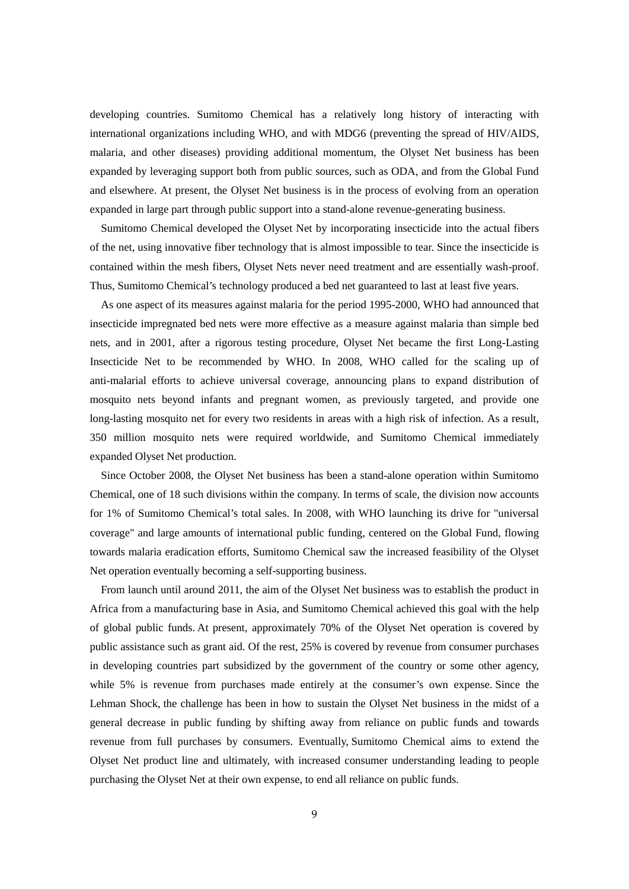developing countries. Sumitomo Chemical has a relatively long history of interacting with international organizations including WHO, and with MDG6 (preventing the spread of HIV/AIDS, malaria, and other diseases) providing additional momentum, the Olyset Net business has been expanded by leveraging support both from public sources, such as ODA, and from the Global Fund and elsewhere. At present, the Olyset Net business is in the process of evolving from an operation expanded in large part through public support into a stand-alone revenue-generating business.

Sumitomo Chemical developed the Olyset Net by incorporating insecticide into the actual fibers of the net, using innovative fiber technology that is almost impossible to tear. Since the insecticide is contained within the mesh fibers, Olyset Nets never need treatment and are essentially wash-proof. Thus, Sumitomo Chemical's technology produced a bed net guaranteed to last at least five years.

As one aspect of its measures against malaria for the period 1995-2000, WHO had announced that insecticide impregnated bed nets were more effective as a measure against malaria than simple bed nets, and in 2001, after a rigorous testing procedure, Olyset Net became the first Long-Lasting Insecticide Net to be recommended by WHO. In 2008, WHO called for the scaling up of anti-malarial efforts to achieve universal coverage, announcing plans to expand distribution of mosquito nets beyond infants and pregnant women, as previously targeted, and provide one long-lasting mosquito net for every two residents in areas with a high risk of infection. As a result, 350 million mosquito nets were required worldwide, and Sumitomo Chemical immediately expanded Olyset Net production.

Since October 2008, the Olyset Net business has been a stand-alone operation within Sumitomo Chemical, one of 18 such divisions within the company. In terms of scale, the division now accounts for 1% of Sumitomo Chemical's total sales. In 2008, with WHO launching its drive for "universal coverage" and large amounts of international public funding, centered on the Global Fund, flowing towards malaria eradication efforts, Sumitomo Chemical saw the increased feasibility of the Olyset Net operation eventually becoming a self-supporting business.

From launch until around 2011, the aim of the Olyset Net business was to establish the product in Africa from a manufacturing base in Asia, and Sumitomo Chemical achieved this goal with the help of global public funds. At present, approximately 70% of the Olyset Net operation is covered by public assistance such as grant aid. Of the rest, 25% is covered by revenue from consumer purchases in developing countries part subsidized by the government of the country or some other agency, while 5% is revenue from purchases made entirely at the consumer's own expense. Since the Lehman Shock, the challenge has been in how to sustain the Olyset Net business in the midst of a general decrease in public funding by shifting away from reliance on public funds and towards revenue from full purchases by consumers. Eventually, Sumitomo Chemical aims to extend the Olyset Net product line and ultimately, with increased consumer understanding leading to people purchasing the Olyset Net at their own expense, to end all reliance on public funds.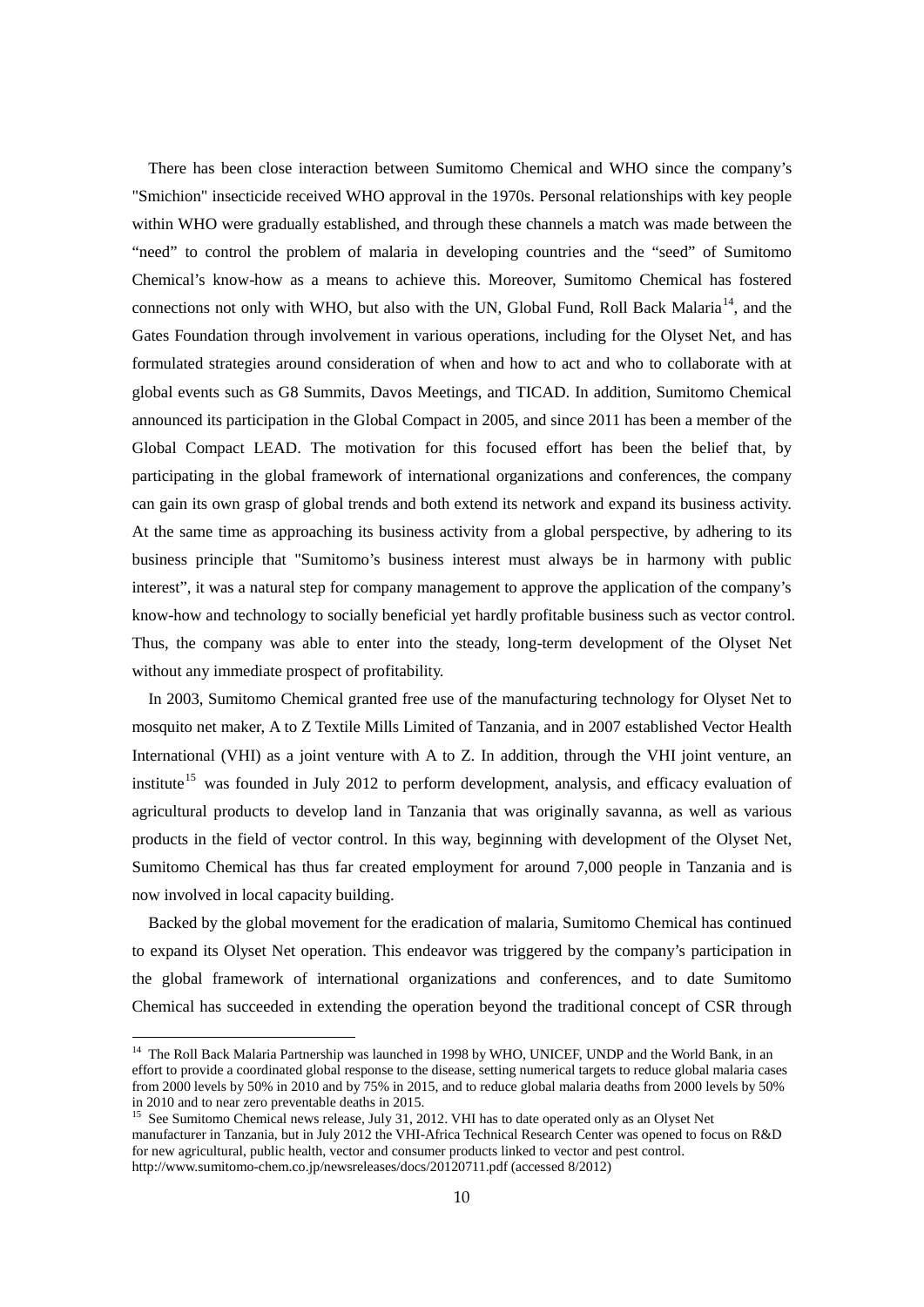There has been close interaction between Sumitomo Chemical and WHO since the company's "Smichion" insecticide received WHO approval in the 1970s. Personal relationships with key people within WHO were gradually established, and through these channels a match was made between the "need" to control the problem of malaria in developing countries and the "seed" of Sumitomo Chemical's know-how as a means to achieve this. Moreover, Sumitomo Chemical has fostered connections not only with WHO, but also with the UN, Global Fund, Roll Back Malaria[14], and the Gates Foundation through involvement in various operations, including for the Olyset Net, and has formulated strategies around consideration of when and how to act and who to collaborate with at global events such as G8 Summits, Davos Meetings, and TICAD. In addition, Sumitomo Chemical announced its participation in the Global Compact in 2005, and since 2011 has been a member of the Global Compact LEAD. The motivation for this focused effort has been the belief that, by participating in the global framework of international organizations and conferences, the company can gain its own grasp of global trends and both extend its network and expand its business activity. At the same time as approaching its business activity from a global perspective, by adhering to its business principle that "Sumitomo's business interest must always be in harmony with public interest", it was a natural step for company management to approve the application of the company's know-how and technology to socially beneficial yet hardly profitable business such as vector control. Thus, the company was able to enter into the steady, long-term development of the Olyset Net without any immediate prospect of profitability.

In 2003, Sumitomo Chemical granted free use of the manufacturing technology for Olyset Net to mosquito net maker, A to Z Textile Mills Limited of Tanzania, and in 2007 established Vector Health International (VHI) as a joint venture with A to Z. In addition, through the VHI joint venture, an institute[15] was founded in July 2012 to perform development, analysis, and efficacy evaluation of agricultural products to develop land in Tanzania that was originally savanna, as well as various products in the field of vector control. In this way, beginning with development of the Olyset Net, Sumitomo Chemical has thus far created employment for around 7,000 people in Tanzania and is now involved in local capacity building.

Backed by the global movement for the eradication of malaria, Sumitomo Chemical has continued to expand its Olyset Net operation. This endeavor was triggered by the company's participation in the global framework of international organizations and conferences, and to date Sumitomo Chemical has succeeded in extending the operation beyond the traditional concept of CSR through

---

[14] The Roll Back Malaria Partnership was launched in 1998 by WHO, UNICEF, UNDP and the World Bank, in an effort to provide a coordinated global response to the disease, setting numerical targets to reduce global malaria cases from 2000 levels by 50% in 2010 and by 75% in 2015, and to reduce global malaria deaths from 2000 levels by 50% in 2010 and to near zero preventable deaths in 2015.

[15] See Sumitomo Chemical news release, July 31, 2012. VHI has to date operated only as an Olyset Net manufacturer in Tanzania, but in July 2012 the VHI-Africa Technical Research Center was opened to focus on R&D for new agricultural, public health, vector and consumer products linked to vector and pest control. http://www.sumitomo-chem.co.jp/newsreleases/docs/20120711.pdf (accessed 8/2012)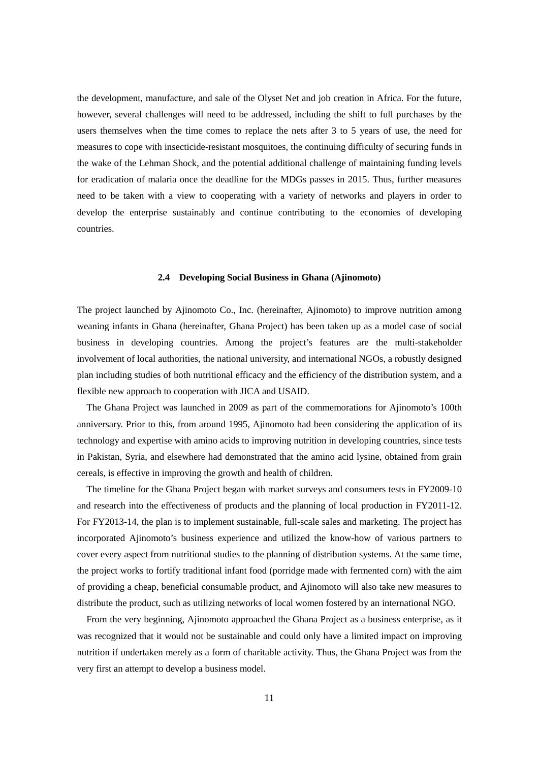the development, manufacture, and sale of the Olyset Net and job creation in Africa. For the future, however, several challenges will need to be addressed, including the shift to full purchases by the users themselves when the time comes to replace the nets after 3 to 5 years of use, the need for measures to cope with insecticide-resistant mosquitoes, the continuing difficulty of securing funds in the wake of the Lehman Shock, and the potential additional challenge of maintaining funding levels for eradication of malaria once the deadline for the MDGs passes in 2015. Thus, further measures need to be taken with a view to cooperating with a variety of networks and players in order to develop the enterprise sustainably and continue contributing to the economies of developing countries.

### 2.4 Developing Social Business in Ghana (Ajinomoto)

The project launched by Ajinomoto Co., Inc. (hereinafter, Ajinomoto) to improve nutrition among weaning infants in Ghana (hereinafter, Ghana Project) has been taken up as a model case of social business in developing countries. Among the project's features are the multi-stakeholder involvement of local authorities, the national university, and international NGOs, a robustly designed plan including studies of both nutritional efficacy and the efficiency of the distribution system, and a flexible new approach to cooperation with JICA and USAID.

The Ghana Project was launched in 2009 as part of the commemorations for Ajinomoto's 100th anniversary. Prior to this, from around 1995, Ajinomoto had been considering the application of its technology and expertise with amino acids to improving nutrition in developing countries, since tests in Pakistan, Syria, and elsewhere had demonstrated that the amino acid lysine, obtained from grain cereals, is effective in improving the growth and health of children.

The timeline for the Ghana Project began with market surveys and consumers tests in FY2009-10 and research into the effectiveness of products and the planning of local production in FY2011-12. For FY2013-14, the plan is to implement sustainable, full-scale sales and marketing. The project has incorporated Ajinomoto's business experience and utilized the know-how of various partners to cover every aspect from nutritional studies to the planning of distribution systems. At the same time, the project works to fortify traditional infant food (porridge made with fermented corn) with the aim of providing a cheap, beneficial consumable product, and Ajinomoto will also take new measures to distribute the product, such as utilizing networks of local women fostered by an international NGO.

From the very beginning, Ajinomoto approached the Ghana Project as a business enterprise, as it was recognized that it would not be sustainable and could only have a limited impact on improving nutrition if undertaken merely as a form of charitable activity. Thus, the Ghana Project was from the very first an attempt to develop a business model.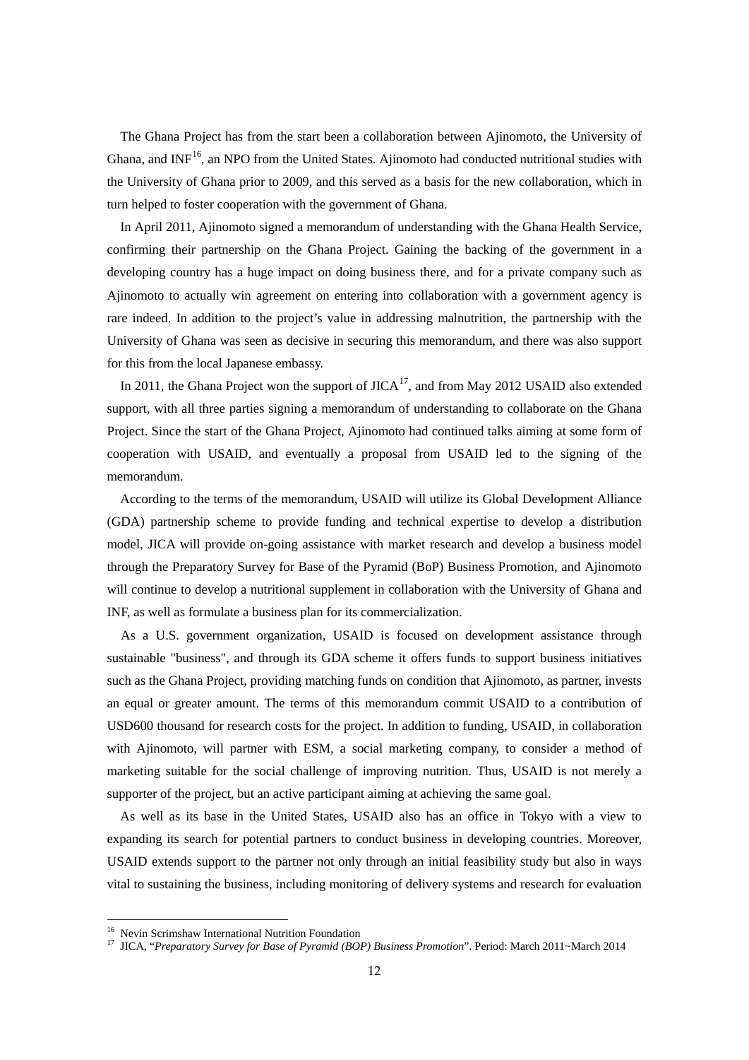The Ghana Project has from the start been a collaboration between Ajinomoto, the University of Ghana, and INF[16], an NPO from the United States. Ajinomoto had conducted nutritional studies with the University of Ghana prior to 2009, and this served as a basis for the new collaboration, which in turn helped to foster cooperation with the government of Ghana.

In April 2011, Ajinomoto signed a memorandum of understanding with the Ghana Health Service, confirming their partnership on the Ghana Project. Gaining the backing of the government in a developing country has a huge impact on doing business there, and for a private company such as Ajinomoto to actually win agreement on entering into collaboration with a government agency is rare indeed. In addition to the project's value in addressing malnutrition, the partnership with the University of Ghana was seen as decisive in securing this memorandum, and there was also support for this from the local Japanese embassy.

In 2011, the Ghana Project won the support of JICA[17], and from May 2012 USAID also extended support, with all three parties signing a memorandum of understanding to collaborate on the Ghana Project. Since the start of the Ghana Project, Ajinomoto had continued talks aiming at some form of cooperation with USAID, and eventually a proposal from USAID led to the signing of the memorandum.

According to the terms of the memorandum, USAID will utilize its Global Development Alliance (GDA) partnership scheme to provide funding and technical expertise to develop a distribution model, JICA will provide on-going assistance with market research and develop a business model through the Preparatory Survey for Base of the Pyramid (BoP) Business Promotion, and Ajinomoto will continue to develop a nutritional supplement in collaboration with the University of Ghana and INF, as well as formulate a business plan for its commercialization.

As a U.S. government organization, USAID is focused on development assistance through sustainable "business", and through its GDA scheme it offers funds to support business initiatives such as the Ghana Project, providing matching funds on condition that Ajinomoto, as partner, invests an equal or greater amount. The terms of this memorandum commit USAID to a contribution of USD600 thousand for research costs for the project. In addition to funding, USAID, in collaboration with Ajinomoto, will partner with ESM, a social marketing company, to consider a method of marketing suitable for the social challenge of improving nutrition. Thus, USAID is not merely a supporter of the project, but an active participant aiming at achieving the same goal.

As well as its base in the United States, USAID also has an office in Tokyo with a view to expanding its search for potential partners to conduct business in developing countries. Moreover, USAID extends support to the partner not only through an initial feasibility study but also in ways vital to sustaining the business, including monitoring of delivery systems and research for evaluation

---

[16] Nevin Scrimshaw International Nutrition Foundation

[17] JICA, "*Preparatory Survey for Base of Pyramid (BOP) Business Promotion*". Period: March 2011~March 2014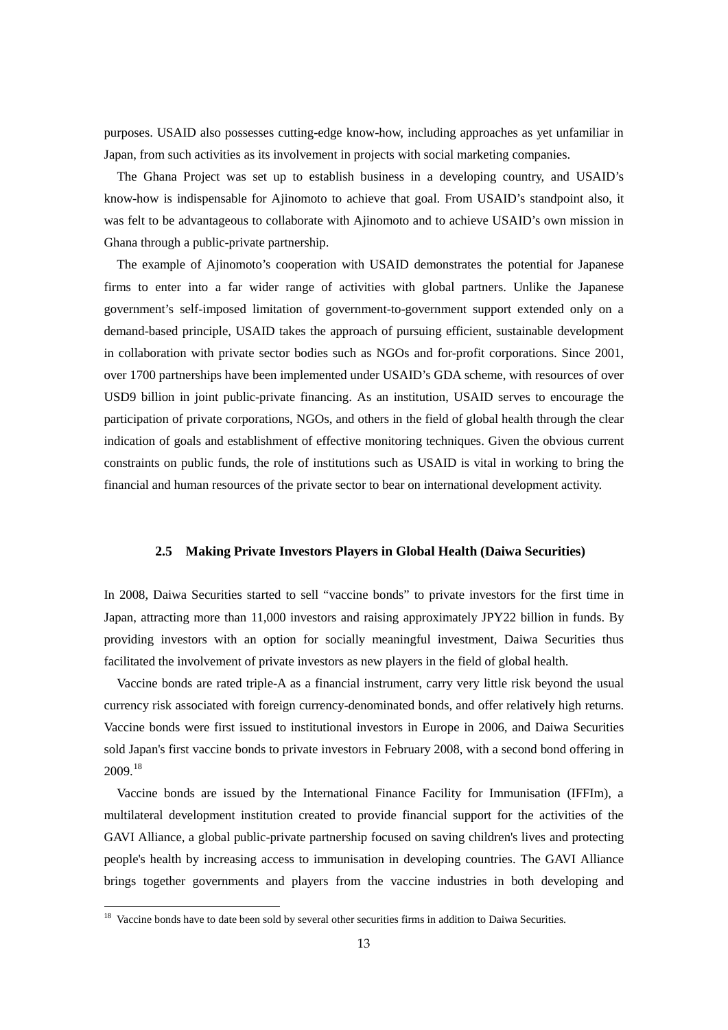purposes. USAID also possesses cutting-edge know-how, including approaches as yet unfamiliar in Japan, from such activities as its involvement in projects with social marketing companies.

The Ghana Project was set up to establish business in a developing country, and USAID's know-how is indispensable for Ajinomoto to achieve that goal. From USAID's standpoint also, it was felt to be advantageous to collaborate with Ajinomoto and to achieve USAID's own mission in Ghana through a public-private partnership.

The example of Ajinomoto's cooperation with USAID demonstrates the potential for Japanese firms to enter into a far wider range of activities with global partners. Unlike the Japanese government's self-imposed limitation of government-to-government support extended only on a demand-based principle, USAID takes the approach of pursuing efficient, sustainable development in collaboration with private sector bodies such as NGOs and for-profit corporations. Since 2001, over 1700 partnerships have been implemented under USAID's GDA scheme, with resources of over USD9 billion in joint public-private financing. As an institution, USAID serves to encourage the participation of private corporations, NGOs, and others in the field of global health through the clear indication of goals and establishment of effective monitoring techniques. Given the obvious current constraints on public funds, the role of institutions such as USAID is vital in working to bring the financial and human resources of the private sector to bear on international development activity.

### 2.5 Making Private Investors Players in Global Health (Daiwa Securities)

In 2008, Daiwa Securities started to sell "vaccine bonds" to private investors for the first time in Japan, attracting more than 11,000 investors and raising approximately JPY22 billion in funds. By providing investors with an option for socially meaningful investment, Daiwa Securities thus facilitated the involvement of private investors as new players in the field of global health.

Vaccine bonds are rated triple-A as a financial instrument, carry very little risk beyond the usual currency risk associated with foreign currency-denominated bonds, and offer relatively high returns. Vaccine bonds were first issued to institutional investors in Europe in 2006, and Daiwa Securities sold Japan's first vaccine bonds to private investors in February 2008, with a second bond offering in 2009.[18]

Vaccine bonds are issued by the International Finance Facility for Immunisation (IFFIm), a multilateral development institution created to provide financial support for the activities of the GAVI Alliance, a global public-private partnership focused on saving children's lives and protecting people's health by increasing access to immunisation in developing countries. The GAVI Alliance brings together governments and players from the vaccine industries in both developing and

[18] Vaccine bonds have to date been sold by several other securities firms in addition to Daiwa Securities.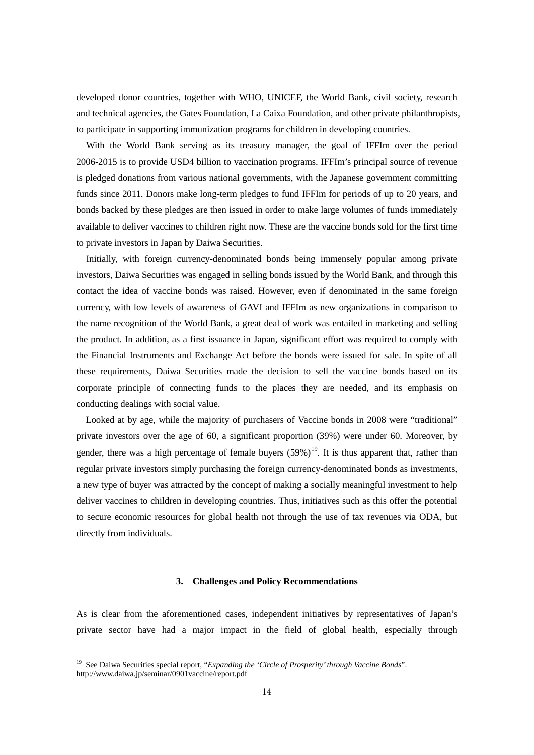developed donor countries, together with WHO, UNICEF, the World Bank, civil society, research and technical agencies, the Gates Foundation, La Caixa Foundation, and other private philanthropists, to participate in supporting immunization programs for children in developing countries.

With the World Bank serving as its treasury manager, the goal of IFFIm over the period 2006-2015 is to provide USD4 billion to vaccination programs. IFFIm's principal source of revenue is pledged donations from various national governments, with the Japanese government committing funds since 2011. Donors make long-term pledges to fund IFFIm for periods of up to 20 years, and bonds backed by these pledges are then issued in order to make large volumes of funds immediately available to deliver vaccines to children right now. These are the vaccine bonds sold for the first time to private investors in Japan by Daiwa Securities.

Initially, with foreign currency-denominated bonds being immensely popular among private investors, Daiwa Securities was engaged in selling bonds issued by the World Bank, and through this contact the idea of vaccine bonds was raised. However, even if denominated in the same foreign currency, with low levels of awareness of GAVI and IFFIm as new organizations in comparison to the name recognition of the World Bank, a great deal of work was entailed in marketing and selling the product. In addition, as a first issuance in Japan, significant effort was required to comply with the Financial Instruments and Exchange Act before the bonds were issued for sale. In spite of all these requirements, Daiwa Securities made the decision to sell the vaccine bonds based on its corporate principle of connecting funds to the places they are needed, and its emphasis on conducting dealings with social value.

Looked at by age, while the majority of purchasers of Vaccine bonds in 2008 were "traditional" private investors over the age of 60, a significant proportion (39%) were under 60. Moreover, by gender, there was a high percentage of female buyers (59%)[19]. It is thus apparent that, rather than regular private investors simply purchasing the foreign currency-denominated bonds as investments, a new type of buyer was attracted by the concept of making a socially meaningful investment to help deliver vaccines to children in developing countries. Thus, initiatives such as this offer the potential to secure economic resources for global health not through the use of tax revenues via ODA, but directly from individuals.

### 3. Challenges and Policy Recommendations

As is clear from the aforementioned cases, independent initiatives by representatives of Japan's private sector have had a major impact in the field of global health, especially through

[19] See Daiwa Securities special report, "*Expanding the 'Circle of Prosperity' through Vaccine Bonds*". http://www.daiwa.jp/seminar/0901vaccine/report.pdf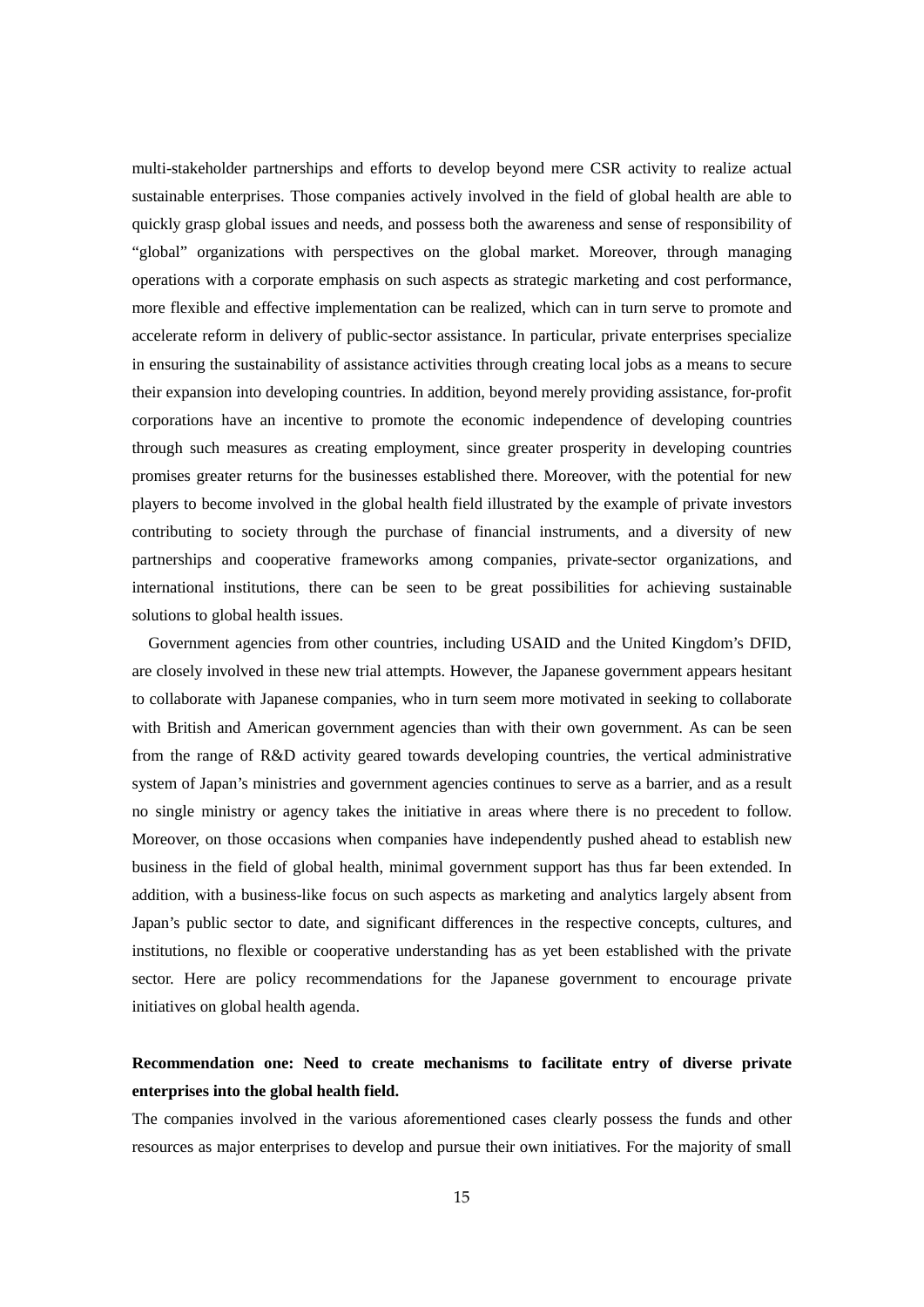multi-stakeholder partnerships and efforts to develop beyond mere CSR activity to realize actual sustainable enterprises. Those companies actively involved in the field of global health are able to quickly grasp global issues and needs, and possess both the awareness and sense of responsibility of "global" organizations with perspectives on the global market. Moreover, through managing operations with a corporate emphasis on such aspects as strategic marketing and cost performance, more flexible and effective implementation can be realized, which can in turn serve to promote and accelerate reform in delivery of public-sector assistance. In particular, private enterprises specialize in ensuring the sustainability of assistance activities through creating local jobs as a means to secure their expansion into developing countries. In addition, beyond merely providing assistance, for-profit corporations have an incentive to promote the economic independence of developing countries through such measures as creating employment, since greater prosperity in developing countries promises greater returns for the businesses established there. Moreover, with the potential for new players to become involved in the global health field illustrated by the example of private investors contributing to society through the purchase of financial instruments, and a diversity of new partnerships and cooperative frameworks among companies, private-sector organizations, and international institutions, there can be seen to be great possibilities for achieving sustainable solutions to global health issues.

Government agencies from other countries, including USAID and the United Kingdom's DFID, are closely involved in these new trial attempts. However, the Japanese government appears hesitant to collaborate with Japanese companies, who in turn seem more motivated in seeking to collaborate with British and American government agencies than with their own government. As can be seen from the range of R&D activity geared towards developing countries, the vertical administrative system of Japan's ministries and government agencies continues to serve as a barrier, and as a result no single ministry or agency takes the initiative in areas where there is no precedent to follow. Moreover, on those occasions when companies have independently pushed ahead to establish new business in the field of global health, minimal government support has thus far been extended. In addition, with a business-like focus on such aspects as marketing and analytics largely absent from Japan's public sector to date, and significant differences in the respective concepts, cultures, and institutions, no flexible or cooperative understanding has as yet been established with the private sector. Here are policy recommendations for the Japanese government to encourage private initiatives on global health agenda.

**Recommendation one: Need to create mechanisms to facilitate entry of diverse private enterprises into the global health field.**

The companies involved in the various aforementioned cases clearly possess the funds and other resources as major enterprises to develop and pursue their own initiatives. For the majority of small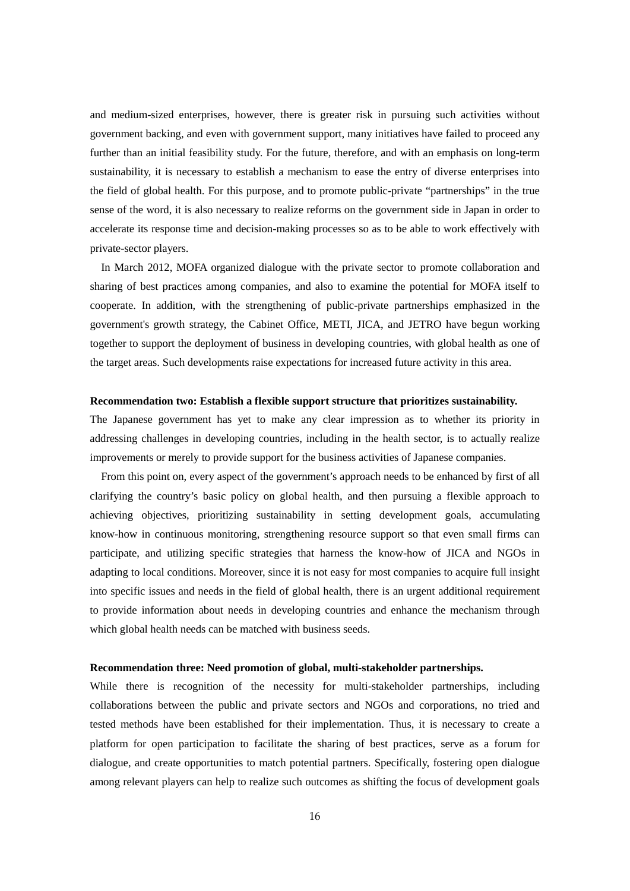and medium-sized enterprises, however, there is greater risk in pursuing such activities without government backing, and even with government support, many initiatives have failed to proceed any further than an initial feasibility study. For the future, therefore, and with an emphasis on long-term sustainability, it is necessary to establish a mechanism to ease the entry of diverse enterprises into the field of global health. For this purpose, and to promote public-private "partnerships" in the true sense of the word, it is also necessary to realize reforms on the government side in Japan in order to accelerate its response time and decision-making processes so as to be able to work effectively with private-sector players.

In March 2012, MOFA organized dialogue with the private sector to promote collaboration and sharing of best practices among companies, and also to examine the potential for MOFA itself to cooperate. In addition, with the strengthening of public-private partnerships emphasized in the government's growth strategy, the Cabinet Office, METI, JICA, and JETRO have begun working together to support the deployment of business in developing countries, with global health as one of the target areas. Such developments raise expectations for increased future activity in this area.

**Recommendation two: Establish a flexible support structure that prioritizes sustainability.**

The Japanese government has yet to make any clear impression as to whether its priority in addressing challenges in developing countries, including in the health sector, is to actually realize improvements or merely to provide support for the business activities of Japanese companies.

From this point on, every aspect of the government's approach needs to be enhanced by first of all clarifying the country's basic policy on global health, and then pursuing a flexible approach to achieving objectives, prioritizing sustainability in setting development goals, accumulating know-how in continuous monitoring, strengthening resource support so that even small firms can participate, and utilizing specific strategies that harness the know-how of JICA and NGOs in adapting to local conditions. Moreover, since it is not easy for most companies to acquire full insight into specific issues and needs in the field of global health, there is an urgent additional requirement to provide information about needs in developing countries and enhance the mechanism through which global health needs can be matched with business seeds.

**Recommendation three: Need promotion of global, multi-stakeholder partnerships.**

While there is recognition of the necessity for multi-stakeholder partnerships, including collaborations between the public and private sectors and NGOs and corporations, no tried and tested methods have been established for their implementation. Thus, it is necessary to create a platform for open participation to facilitate the sharing of best practices, serve as a forum for dialogue, and create opportunities to match potential partners. Specifically, fostering open dialogue among relevant players can help to realize such outcomes as shifting the focus of development goals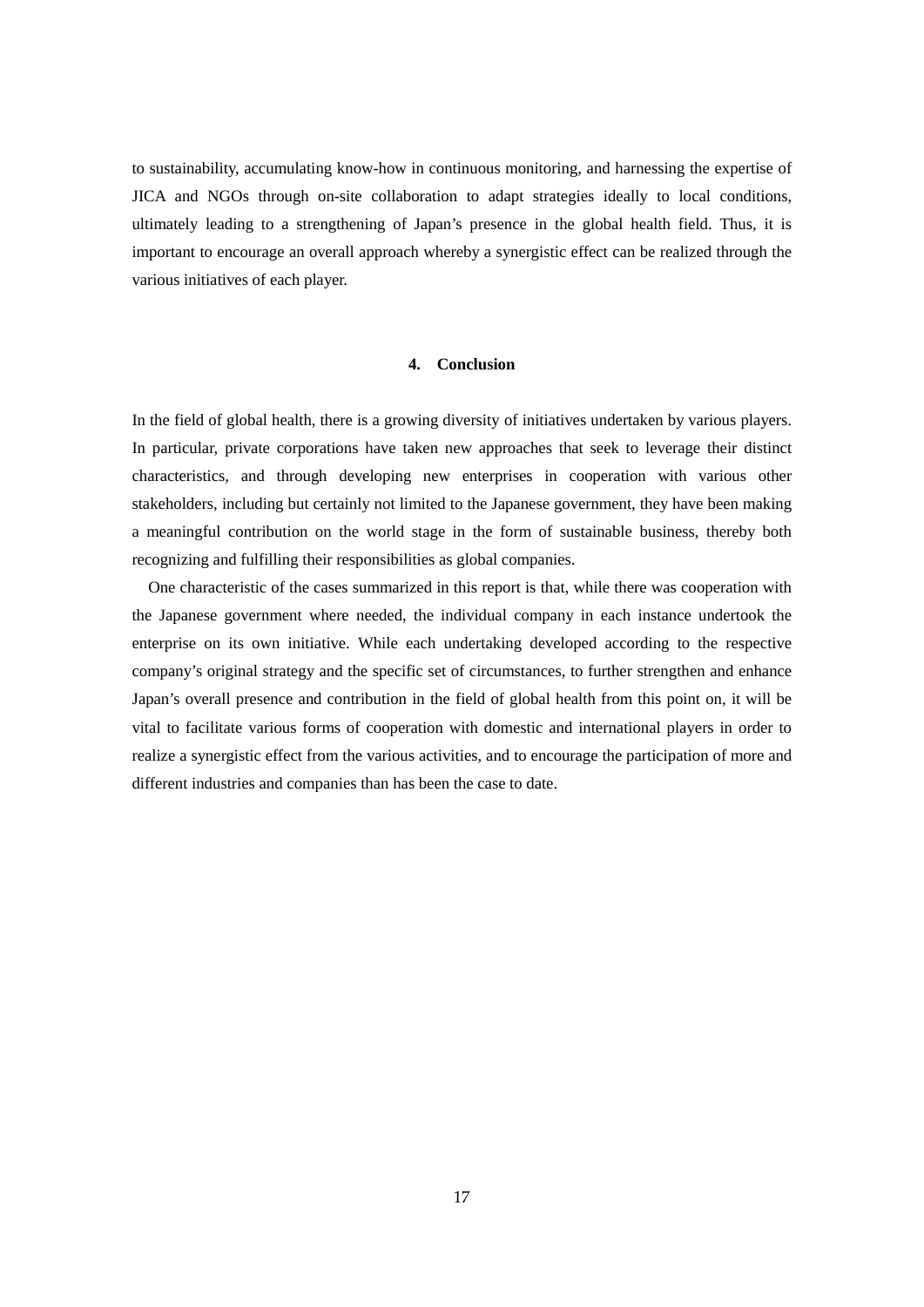to sustainability, accumulating know-how in continuous monitoring, and harnessing the expertise of JICA and NGOs through on-site collaboration to adapt strategies ideally to local conditions, ultimately leading to a strengthening of Japan's presence in the global health field. Thus, it is important to encourage an overall approach whereby a synergistic effect can be realized through the various initiatives of each player.

## 4. Conclusion

In the field of global health, there is a growing diversity of initiatives undertaken by various players. In particular, private corporations have taken new approaches that seek to leverage their distinct characteristics, and through developing new enterprises in cooperation with various other stakeholders, including but certainly not limited to the Japanese government, they have been making a meaningful contribution on the world stage in the form of sustainable business, thereby both recognizing and fulfilling their responsibilities as global companies.

One characteristic of the cases summarized in this report is that, while there was cooperation with the Japanese government where needed, the individual company in each instance undertook the enterprise on its own initiative. While each undertaking developed according to the respective company's original strategy and the specific set of circumstances, to further strengthen and enhance Japan's overall presence and contribution in the field of global health from this point on, it will be vital to facilitate various forms of cooperation with domestic and international players in order to realize a synergistic effect from the various activities, and to encourage the participation of more and different industries and companies than has been the case to date.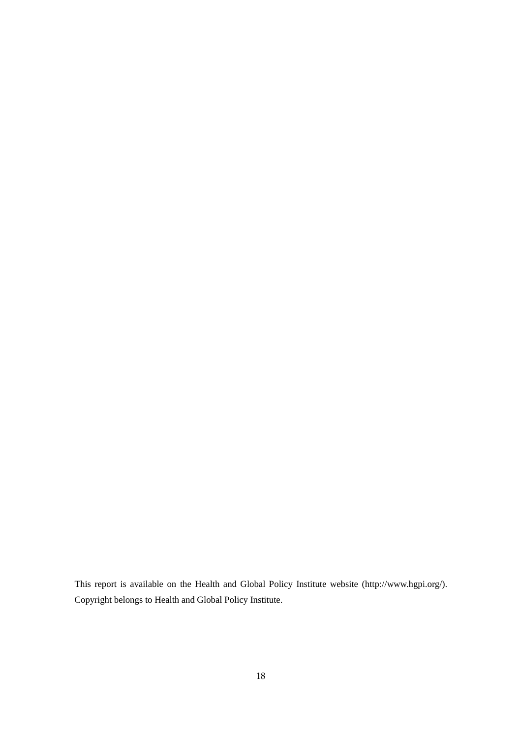This report is available on the Health and Global Policy Institute website (http://www.hgpi.org/). Copyright belongs to Health and Global Policy Institute.